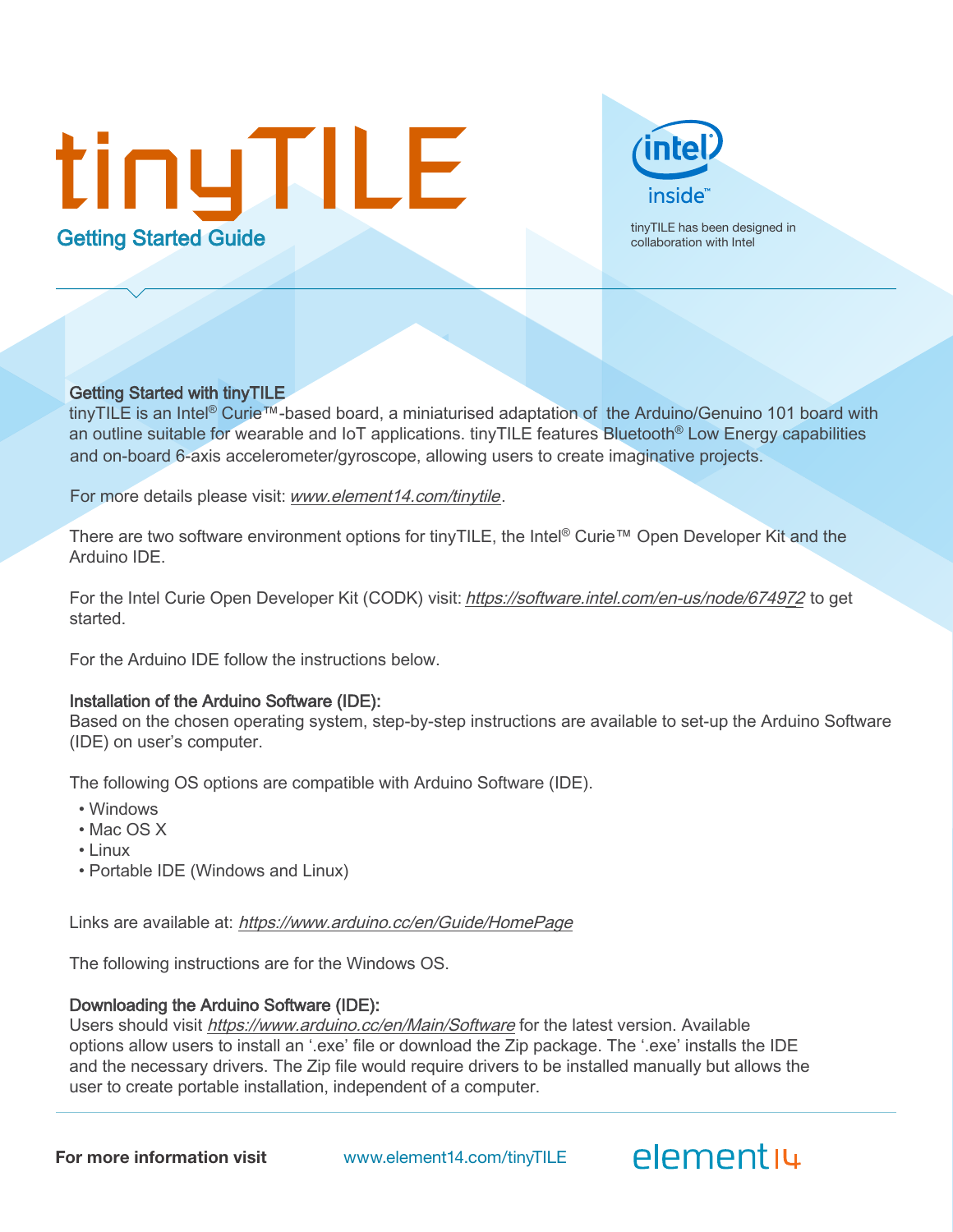# tinyTILE

## Getting Started Guide

tinyTILE has been designed in collaboration with Intel

### Getting Started with tinyTILE

tinyTILE is an Intel® Curie™-based board, a miniaturised adaptation of the Arduino/Genuino 101 board with an outline suitable for wearable and IoT applications. tinyTILE features Bluetooth® Low Energy capabilities and on-board 6-axis accelerometer/gyroscope, allowing users to create imaginative projects.

For more details please visit: *www.element14.com/tinytile*.

There are two software environment options for tinyTILE, the Intel® Curie™ Open Developer Kit and the Arduino IDE.

For the Intel Curie Open Developer Kit (CODK) visit: *https://software.intel.com/en-us/node/674972* to get started.

For the Arduino IDE follow the instructions below.

### Installation of the Arduino Software (IDE):

Based on the chosen operating system, step-by-step instructions are available to set-up the Arduino Software (IDE) on user's computer.

The following OS options are compatible with Arduino Software (IDE).

- Windows
- Mac OS X
- Linux
- Portable IDE (Windows and Linux)

Links are available at: *https://www.arduino.cc/en/Guide/HomePage*

The following instructions are for the Windows OS.

### Downloading the Arduino Software (IDE):

Users should visit *https://www.arduino.cc/en/Main/Software* for the latest version. Available options allow users to install an '.exe' file or download the Zip package. The '.exe' installs the IDE and the necessary drivers. The Zip file would require drivers to be installed manually but allows the user to create portable installation, independent of a computer.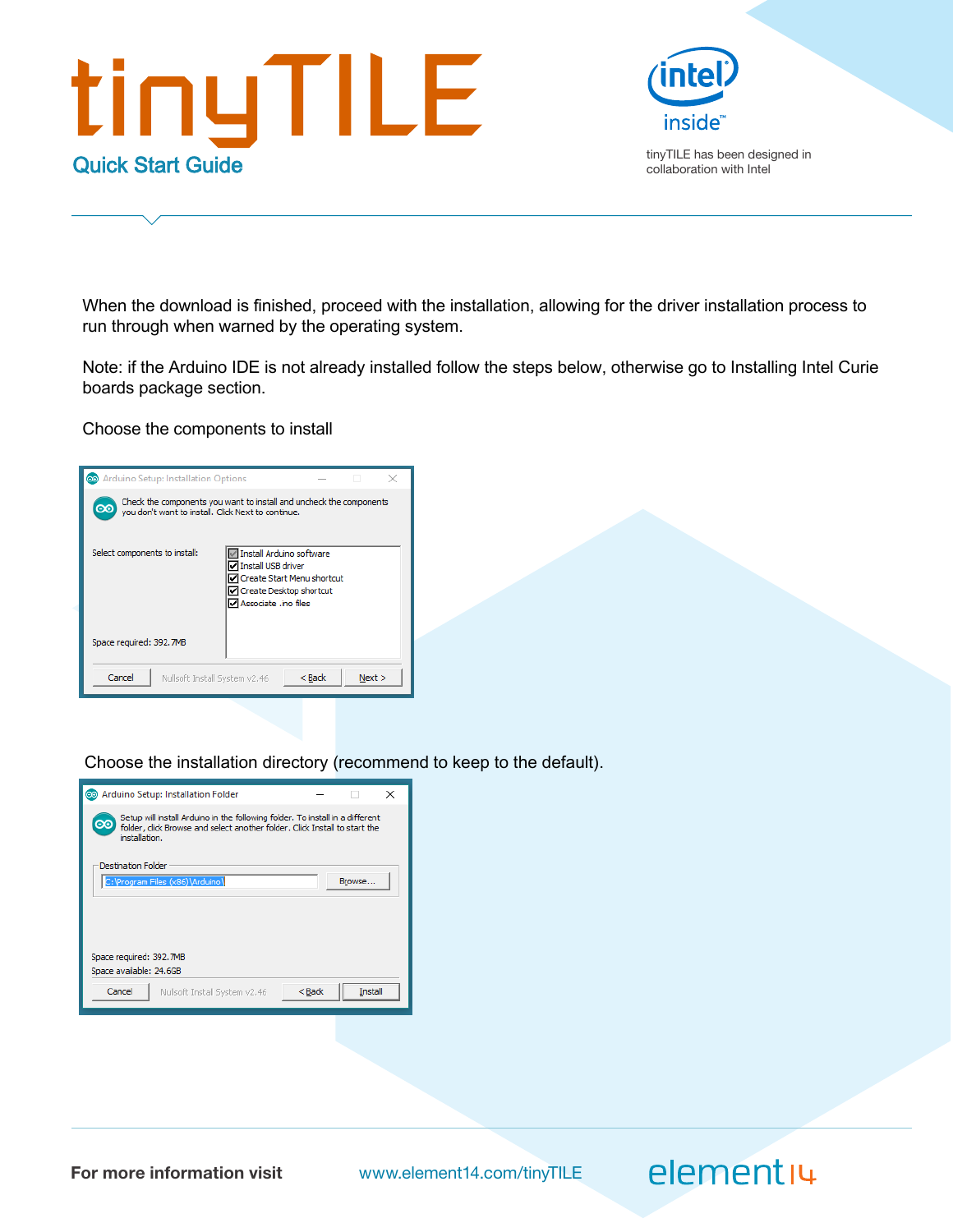When the download is finished, proceed with the installation, allowing for the driver installation process to run through when warned by the operating system.

Note: if the Arduino IDE is not already installed follow the steps below, otherwise go to Installing Intel Curie boards package section.

Choose the components to install

Choose the installation directory (recommend to keep to the default).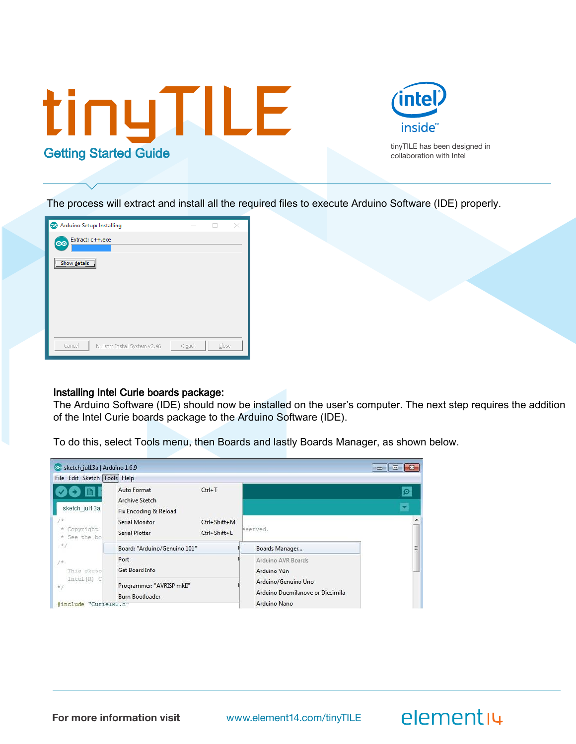The process will extract and install all the required files to execute Arduino Software (IDE) properly.

**Installing Intel Curie boards package:**

The Arduino Software (IDE) should now be installed on the user's computer. The next step requires the addition of the Intel Curie boards package to the Arduino Software (IDE).

To do this, select Tools menu, then Boards and lastly Boards Manager, as shown below.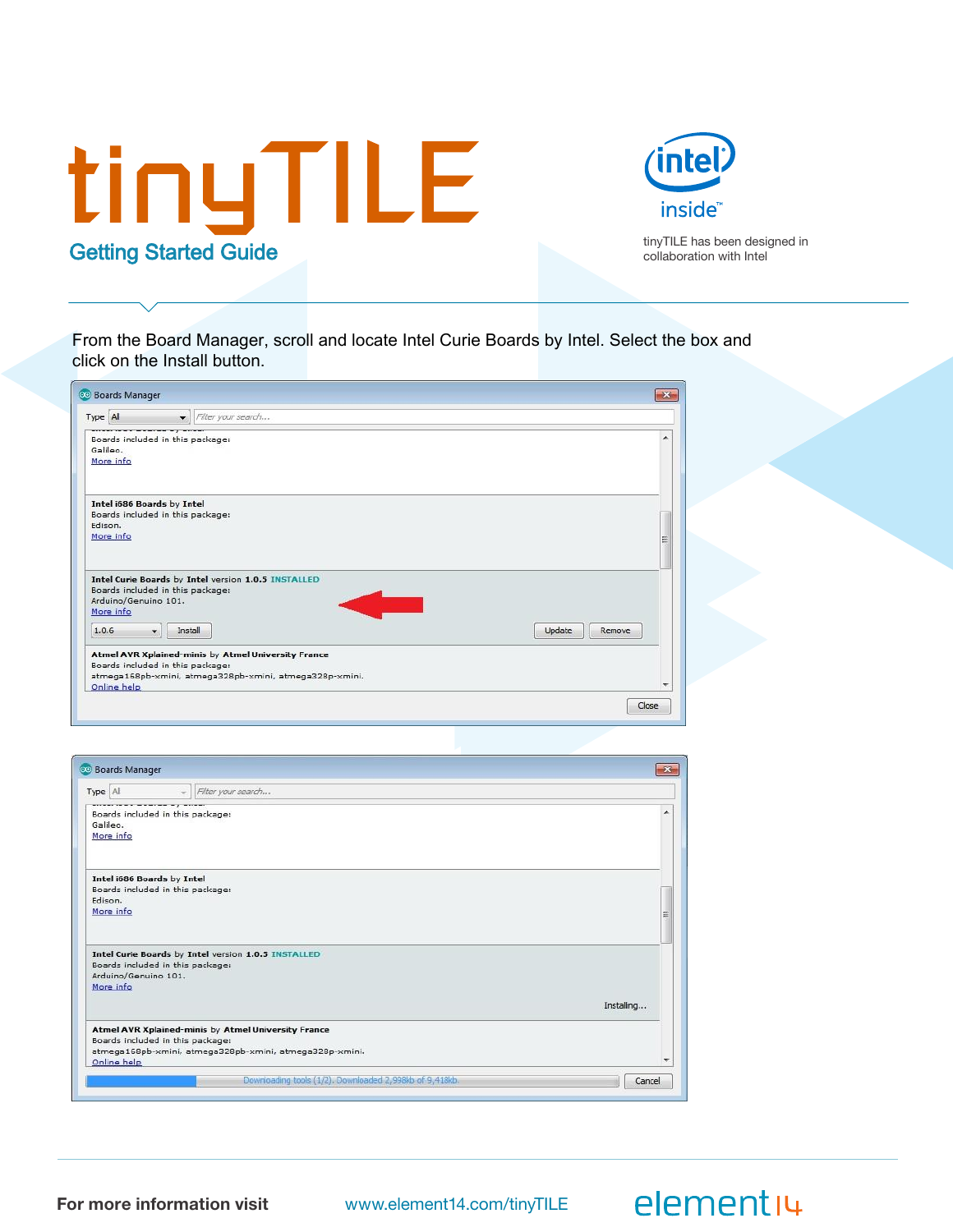# tinyTILE

## Getting Started Guide

tinyTILE has been designed in collaboration with Intel

From the Board Manager, scroll and locate Intel Curie Boards by Intel. Select the box and click on the Install button.

For more information visit www.element14.com/tinyTILE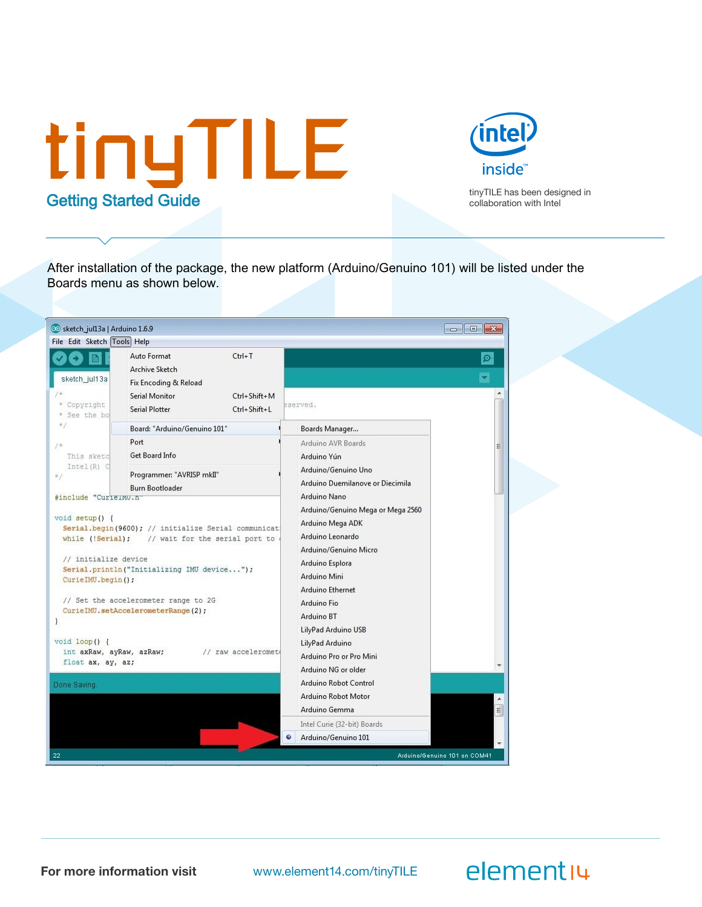# tinyTILE

## Getting Started Guide

tinyTILE has been designed in collaboration with Intel

After installation of the package, the new platform (Arduino/Genuino 101) will be listed under the Boards menu as shown below.

For more information visit www.element14.com/tinyTILE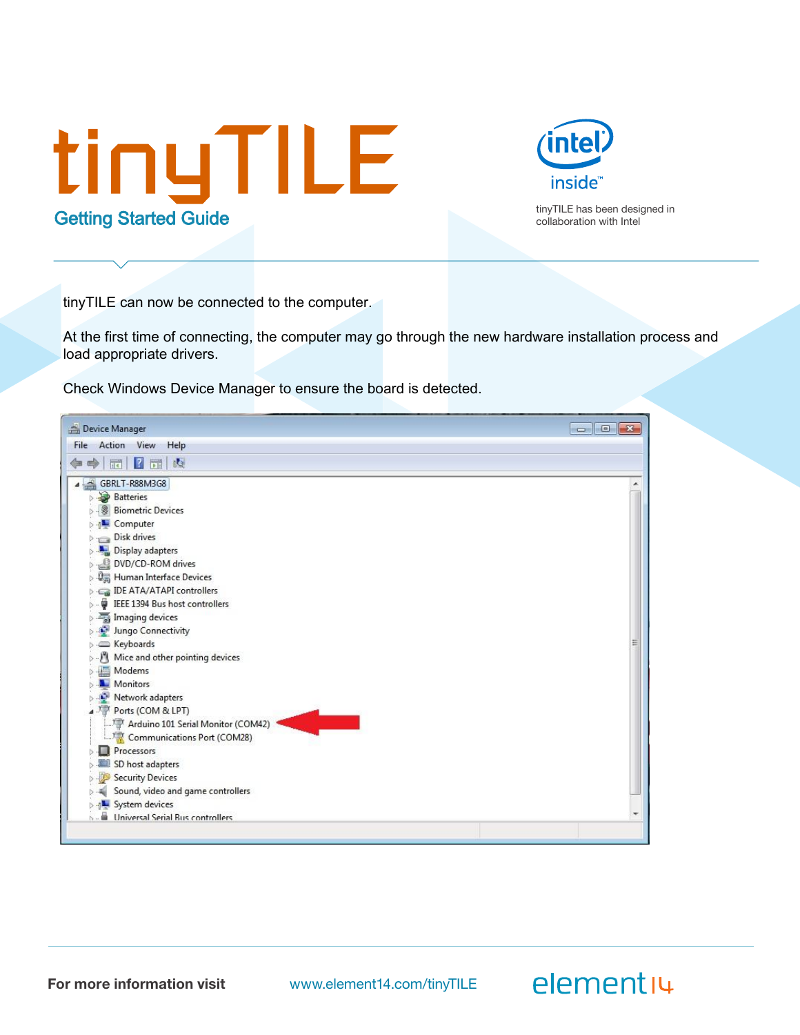tinyTILE can now be connected to the computer.

At the first time of connecting, the computer may go through the new hardware installation process and load appropriate drivers.

Check Windows Device Manager to ensure the board is detected.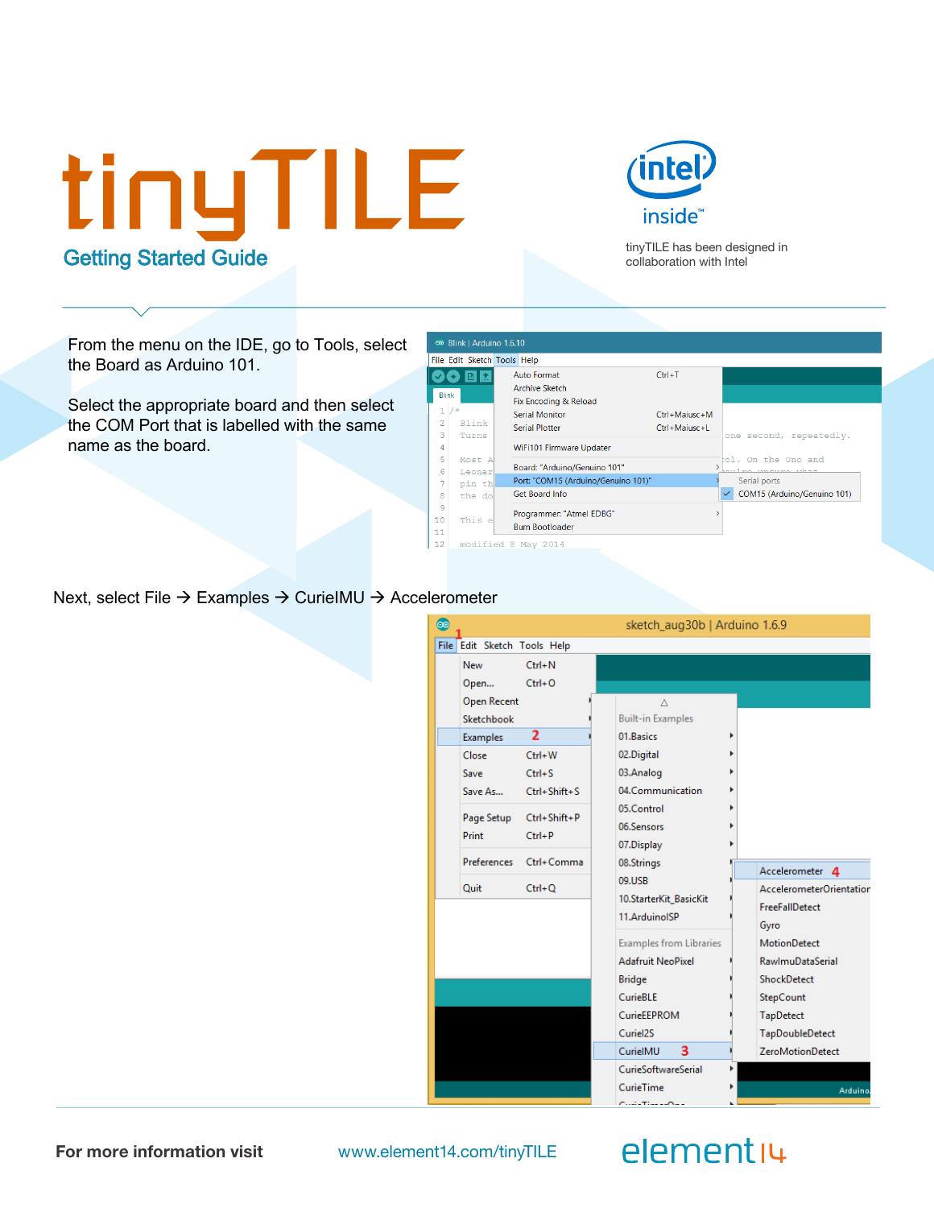# tinyTILE

## Getting Started Guide

tinyTILE has been designed in collaboration with Intel

From the menu on the IDE, go to Tools, select the Board as Arduino 101.

Select the appropriate board and then select the COM Port that is labelled with the same name as the board.

Next, select File → Examples → CurieIMU → Accelerometer

**For more information visit** www.element14.com/tinyTILE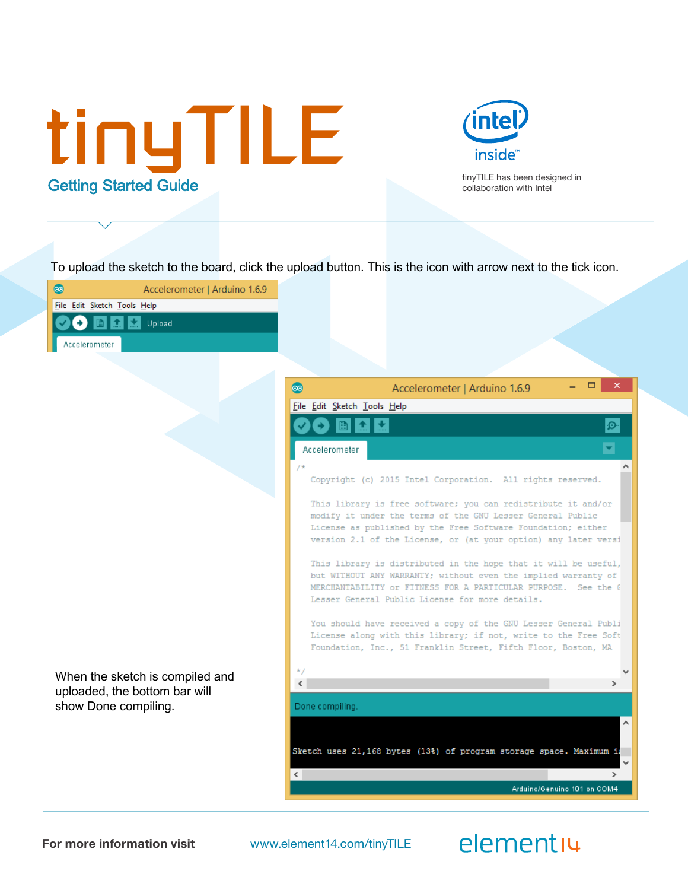To upload the sketch to the board, click the upload button. This is the icon with arrow next to the tick icon.

When the sketch is compiled and uploaded, the bottom bar will show Done compiling.

**For more information visit** www.element14.com/tinyTILE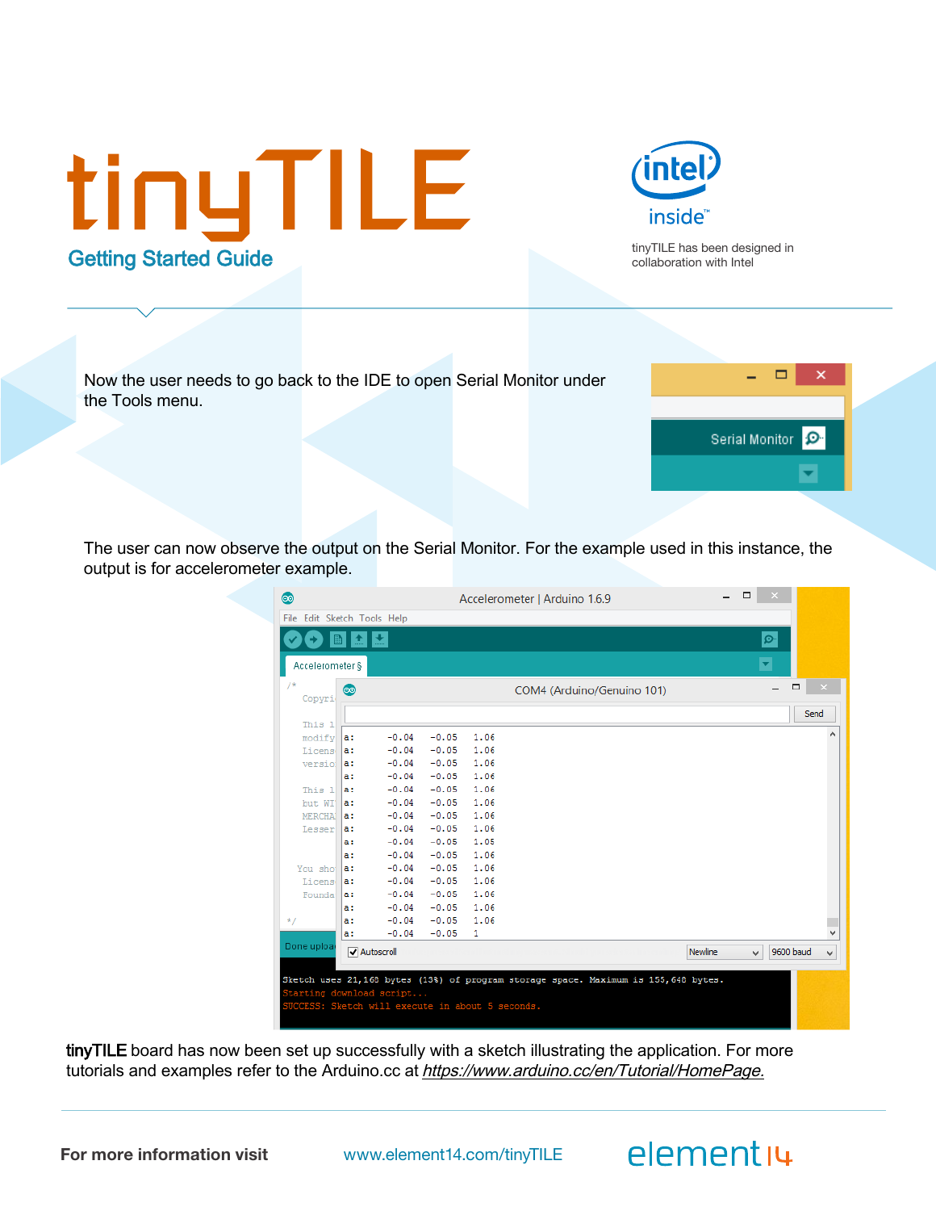# tinyTILE

## Getting Started Guide

tinyTILE has been designed in collaboration with Intel

Now the user needs to go back to the IDE to open Serial Monitor under the Tools menu.

The user can now observe the output on the Serial Monitor. For the example used in this instance, the output is for accelerometer example.

**tinyTILE** board has now been set up successfully with a sketch illustrating the application. For more tutorials and examples refer to the Arduino.cc at *https://www.arduino.cc/en/Tutorial/HomePage.*

**For more information visit** www.element14.com/tinyTILE